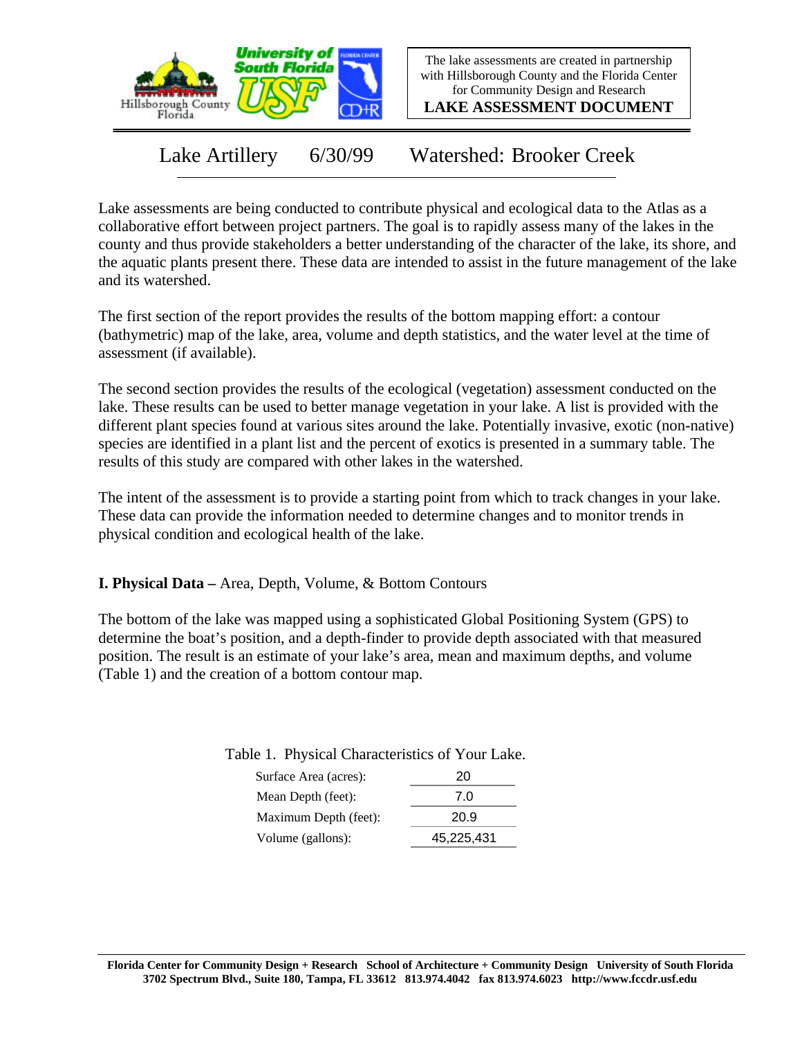The lake assessments are created in partnership with Hillsborough County and the Florida Center for Community Design and Research

**LAKE ASSESSMENT DOCUMENT**

# Lake Artillery 6/30/99 Watershed: Brooker Creek

Lake assessments are being conducted to contribute physical and ecological data to the Atlas as a collaborative effort between project partners. The goal is to rapidly assess many of the lakes in the county and thus provide stakeholders a better understanding of the character of the lake, its shore, and the aquatic plants present there. These data are intended to assist in the future management of the lake and its watershed.

The first section of the report provides the results of the bottom mapping effort: a contour (bathymetric) map of the lake, area, volume and depth statistics, and the water level at the time of assessment (if available).

The second section provides the results of the ecological (vegetation) assessment conducted on the lake. These results can be used to better manage vegetation in your lake. A list is provided with the different plant species found at various sites around the lake. Potentially invasive, exotic (non-native) species are identified in a plant list and the percent of exotics is presented in a summary table. The results of this study are compared with other lakes in the watershed.

The intent of the assessment is to provide a starting point from which to track changes in your lake. These data can provide the information needed to determine changes and to monitor trends in physical condition and ecological health of the lake.

## I. Physical Data – Area, Depth, Volume, & Bottom Contours

The bottom of the lake was mapped using a sophisticated Global Positioning System (GPS) to determine the boat's position, and a depth-finder to provide depth associated with that measured position. The result is an estimate of your lake's area, mean and maximum depths, and volume (Table 1) and the creation of a bottom contour map.

Table 1. Physical Characteristics of Your Lake.

| | |
|---|---|
| Surface Area (acres): | 20 |
| Mean Depth (feet): | 7.0 |
| Maximum Depth (feet): | 20.9 |
| Volume (gallons): | 45,225,431 |

**Florida Center for Community Design + Research School of Architecture + Community Design University of South Florida 3702 Spectrum Blvd., Suite 180, Tampa, FL 33612 813.974.4042 fax 813.974.6023 http://www.fccdr.usf.edu**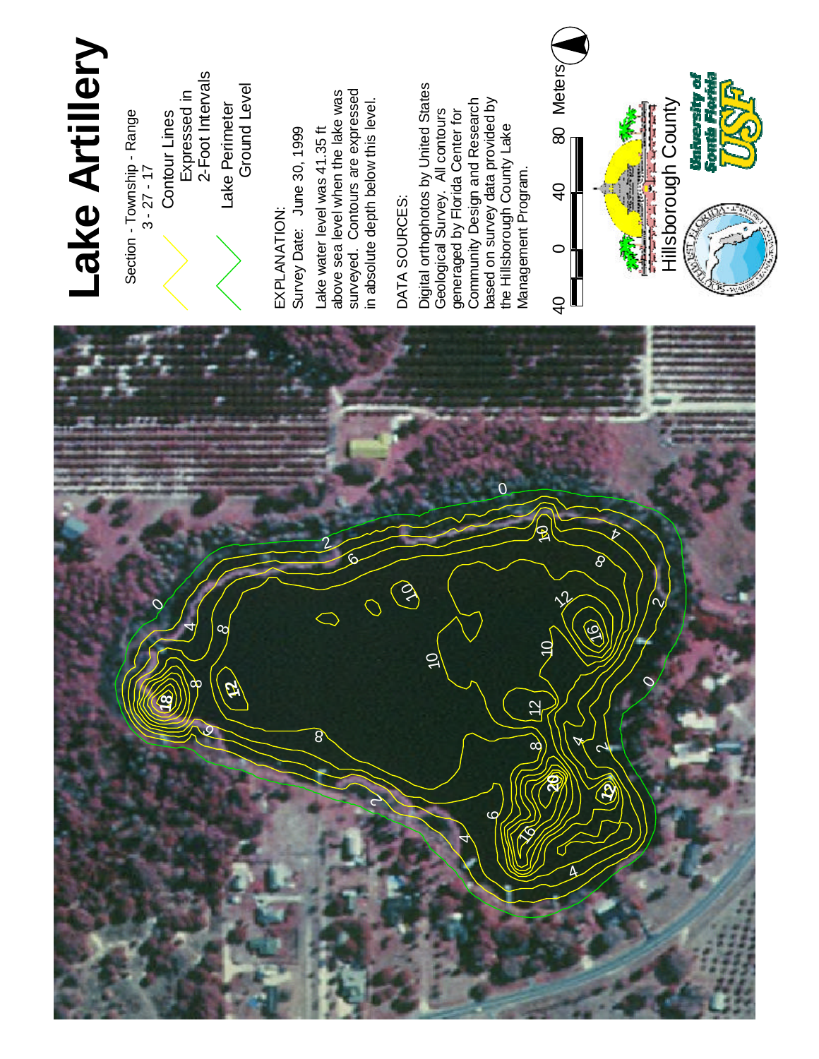# Lake Artillery

Section - Township - Range
3 - 27 - 17

Contour Lines Expressed in 2-Foot Intervals

Lake Perimeter Ground Level

EXPLANATION:
Survey Date: June 30, 1999

Lake water level was 41.35 ft above sea level when the lake was surveyed. Contours are expressed in absolute depth below this level.

DATA SOURCES:

Digital orthophotos by United States Geological Survey. All contours generaged by Florida Center for Community Design and Research based on survey data provided by the Hillsborough County Lake Management Program.

40 0 40 80 Meters

Hillsborough County

University of South Florida USF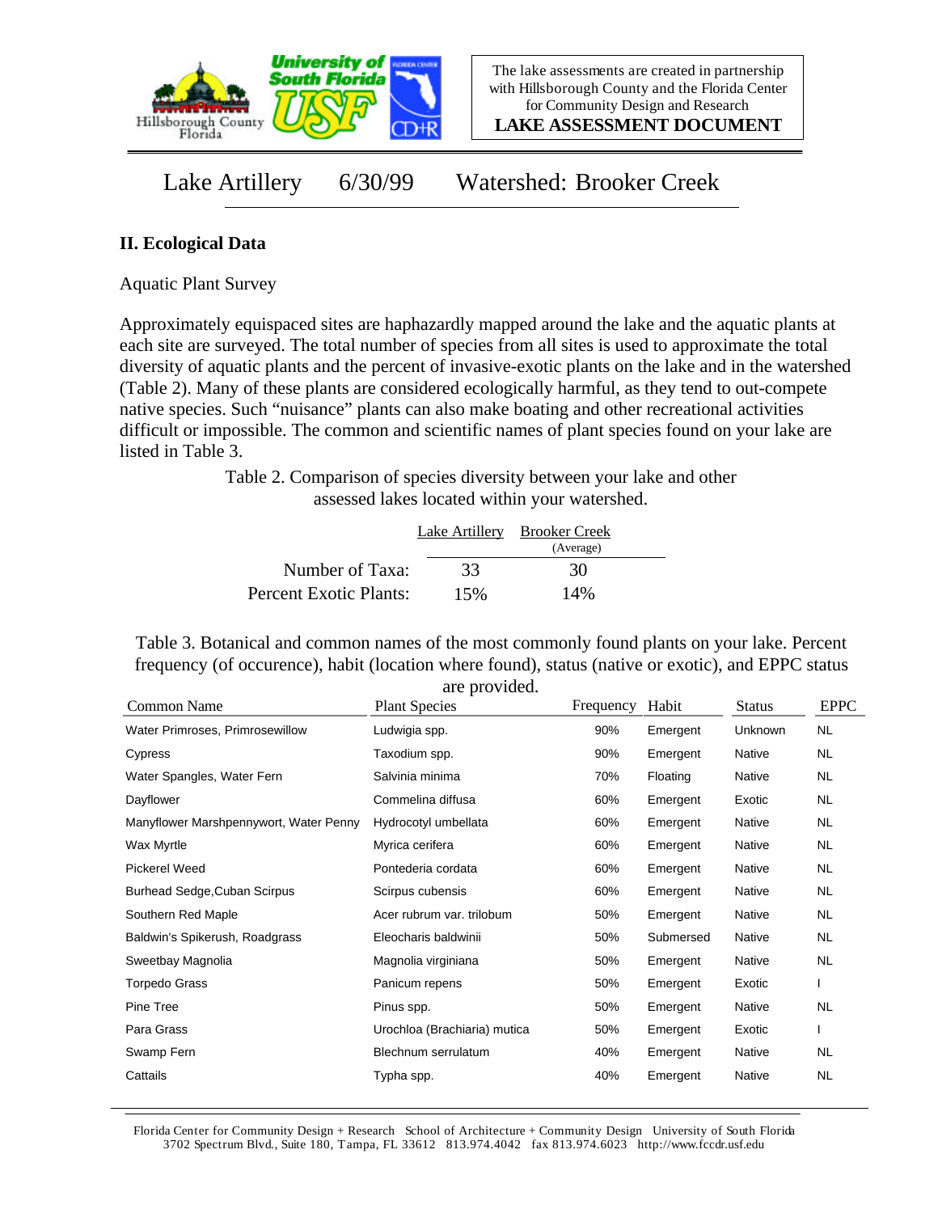The lake assessments are created in partnership with Hillsborough County and the Florida Center for Community Design and Research

**LAKE ASSESSMENT DOCUMENT**

# Lake Artillery 6/30/99 Watershed: Brooker Creek

## II. Ecological Data

Aquatic Plant Survey

Approximately equispaced sites are haphazardly mapped around the lake and the aquatic plants at each site are surveyed. The total number of species from all sites is used to approximate the total diversity of aquatic plants and the percent of invasive-exotic plants on the lake and in the watershed (Table 2). Many of these plants are considered ecologically harmful, as they tend to out-compete native species. Such "nuisance" plants can also make boating and other recreational activities difficult or impossible. The common and scientific names of plant species found on your lake are listed in Table 3.

Table 2. Comparison of species diversity between your lake and other assessed lakes located within your watershed.

| | Lake Artillery | Brooker Creek (Average) |
|---|---|---|
| Number of Taxa: | 33 | 30 |
| Percent Exotic Plants: | 15% | 14% |

Table 3. Botanical and common names of the most commonly found plants on your lake. Percent frequency (of occurence), habit (location where found), status (native or exotic), and EPPC status are provided.

| Common Name | Plant Species | Frequency | Habit | Status | EPPC |
|---|---|---|---|---|---|
| Water Primroses, Primrosewillow | Ludwigia spp. | 90% | Emergent | Unknown | NL |
| Cypress | Taxodium spp. | 90% | Emergent | Native | NL |
| Water Spangles, Water Fern | Salvinia minima | 70% | Floating | Native | NL |
| Dayflower | Commelina diffusa | 60% | Emergent | Exotic | NL |
| Manyflower Marshpennywort, Water Penny | Hydrocotyl umbellata | 60% | Emergent | Native | NL |
| Wax Myrtle | Myrica cerifera | 60% | Emergent | Native | NL |
| Pickerel Weed | Pontederia cordata | 60% | Emergent | Native | NL |
| Burhead Sedge,Cuban Scirpus | Scirpus cubensis | 60% | Emergent | Native | NL |
| Southern Red Maple | Acer rubrum var. trilobum | 50% | Emergent | Native | NL |
| Baldwin's Spikerush, Roadgrass | Eleocharis baldwinii | 50% | Submersed | Native | NL |
| Sweetbay Magnolia | Magnolia virginiana | 50% | Emergent | Native | NL |
| Torpedo Grass | Panicum repens | 50% | Emergent | Exotic | I |
| Pine Tree | Pinus spp. | 50% | Emergent | Native | NL |
| Para Grass | Urochloa (Brachiaria) mutica | 50% | Emergent | Exotic | I |
| Swamp Fern | Blechnum serrulatum | 40% | Emergent | Native | NL |
| Cattails | Typha spp. | 40% | Emergent | Native | NL |

Florida Center for Community Design + Research School of Architecture + Community Design University of South Florida 3702 Spectrum Blvd., Suite 180, Tampa, FL 33612 813.974.4042 fax 813.974.6023 http://www.fccdr.usf.edu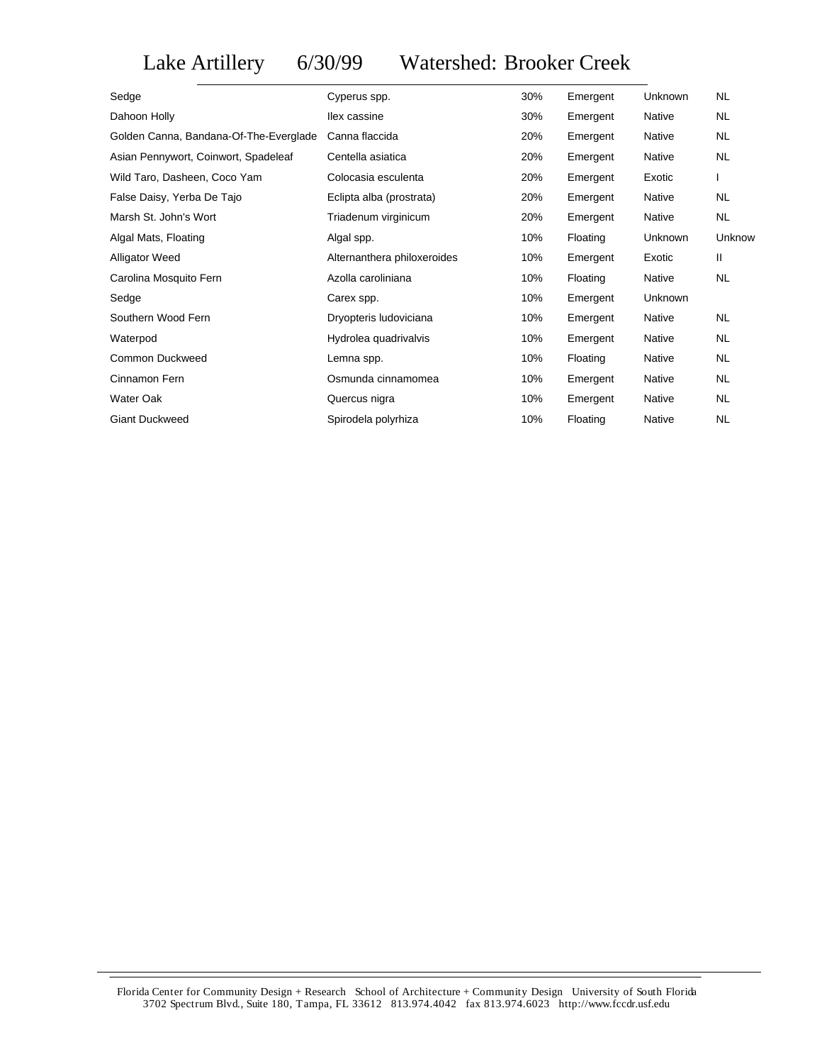# Lake Artillery 6/30/99 Watershed: Brooker Creek

| | | | | | |
|---|---|---|---|---|---|
| Sedge | Cyperus spp. | 30% | Emergent | Unknown | NL |
| Dahoon Holly | Ilex cassine | 30% | Emergent | Native | NL |
| Golden Canna, Bandana-Of-The-Everglade | Canna flaccida | 20% | Emergent | Native | NL |
| Asian Pennywort, Coinwort, Spadeleaf | Centella asiatica | 20% | Emergent | Native | NL |
| Wild Taro, Dasheen, Coco Yam | Colocasia esculenta | 20% | Emergent | Exotic | I |
| False Daisy, Yerba De Tajo | Eclipta alba (prostrata) | 20% | Emergent | Native | NL |
| Marsh St. John's Wort | Triadenum virginicum | 20% | Emergent | Native | NL |
| Algal Mats, Floating | Algal spp. | 10% | Floating | Unknown | Unknow |
| Alligator Weed | Alternanthera philoxeroides | 10% | Emergent | Exotic | II |
| Carolina Mosquito Fern | Azolla caroliniana | 10% | Floating | Native | NL |
| Sedge | Carex spp. | 10% | Emergent | Unknown | |
| Southern Wood Fern | Dryopteris ludoviciana | 10% | Emergent | Native | NL |
| Waterpod | Hydrolea quadrivalvis | 10% | Emergent | Native | NL |
| Common Duckweed | Lemna spp. | 10% | Floating | Native | NL |
| Cinnamon Fern | Osmunda cinnamomea | 10% | Emergent | Native | NL |
| Water Oak | Quercus nigra | 10% | Emergent | Native | NL |
| Giant Duckweed | Spirodela polyrhiza | 10% | Floating | Native | NL |

Florida Center for Community Design + Research School of Architecture + Community Design University of South Florida
3702 Spectrum Blvd., Suite 180, Tampa, FL 33612 813.974.4042 fax 813.974.6023 http://www.fccdr.usf.edu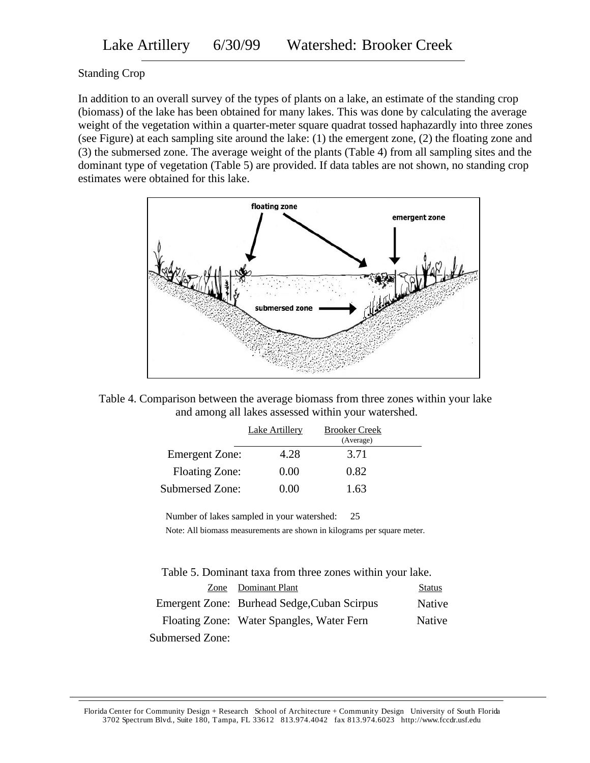# Lake Artillery 6/30/99 Watershed: Brooker Creek

## Standing Crop

In addition to an overall survey of the types of plants on a lake, an estimate of the standing crop (biomass) of the lake has been obtained for many lakes. This was done by calculating the average weight of the vegetation within a quarter-meter square quadrat tossed haphazardly into three zones (see Figure) at each sampling site around the lake: (1) the emergent zone, (2) the floating zone and (3) the submersed zone. The average weight of the plants (Table 4) from all sampling sites and the dominant type of vegetation (Table 5) are provided. If data tables are not shown, no standing crop estimates were obtained for this lake.

floating zone

emergent zone

submersed zone

Table 4. Comparison between the average biomass from three zones within your lake and among all lakes assessed within your watershed.

| | Lake Artillery | Brooker Creek (Average) |
|---|---|---|
| Emergent Zone: | 4.28 | 3.71 |
| Floating Zone: | 0.00 | 0.82 |
| Submersed Zone: | 0.00 | 1.63 |

Number of lakes sampled in your watershed: 25

Note: All biomass measurements are shown in kilograms per square meter.

Table 5. Dominant taxa from three zones within your lake.

| Zone | Dominant Plant | Status |
|---|---|---|
| Emergent Zone: | Burhead Sedge,Cuban Scirpus | Native |
| Floating Zone: | Water Spangles, Water Fern | Native |
| Submersed Zone: | | |